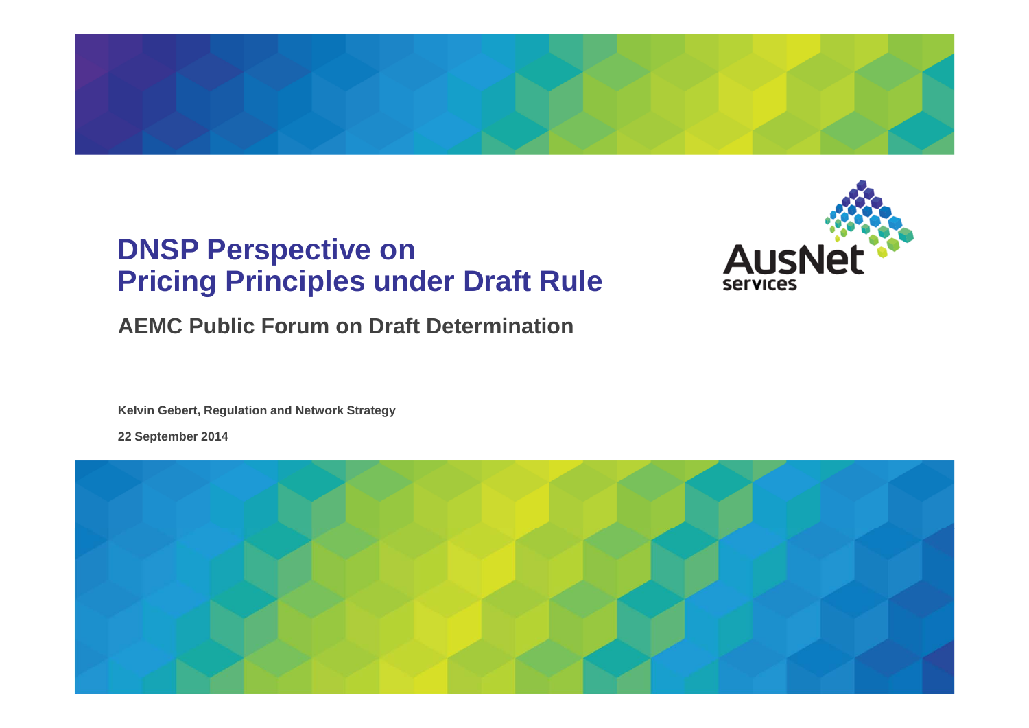# DNSP Perspective on Pricing Principles under Draft Rule

## AEMC Public Forum on Draft Determination

AusNet services

**Kelvin Gebert, Regulation and Network Strategy**

**22 September 2014**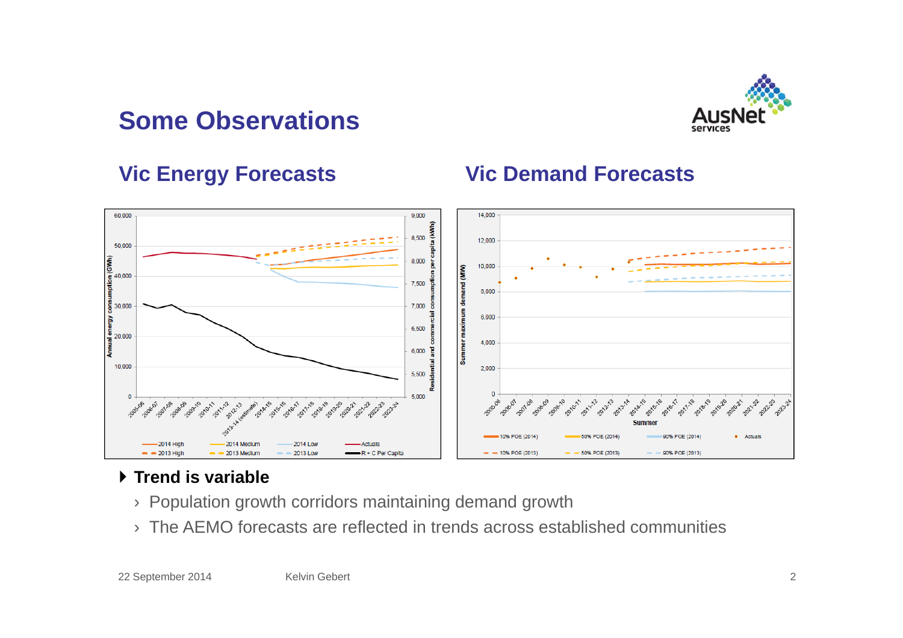# Some Observations

## Vic Energy Forecasts

## Vic Demand Forecasts

- **Trend is variable**
  - Population growth corridors maintaining demand growth
  - The AEMO forecasts are reflected in trends across established communities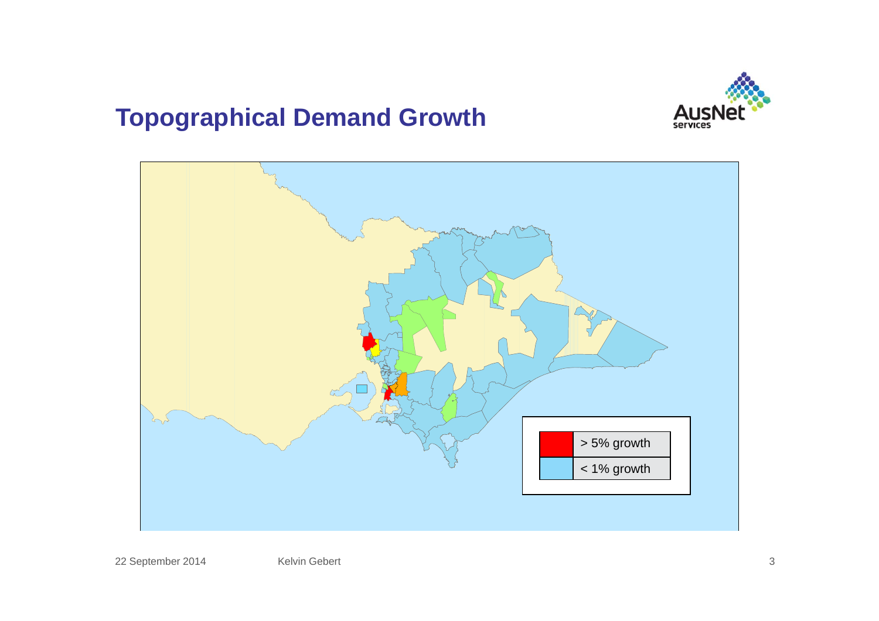# Topographical Demand Growth

| | |
|---|---|
| (red) | > 5% growth |
| (blue) | < 1% growth |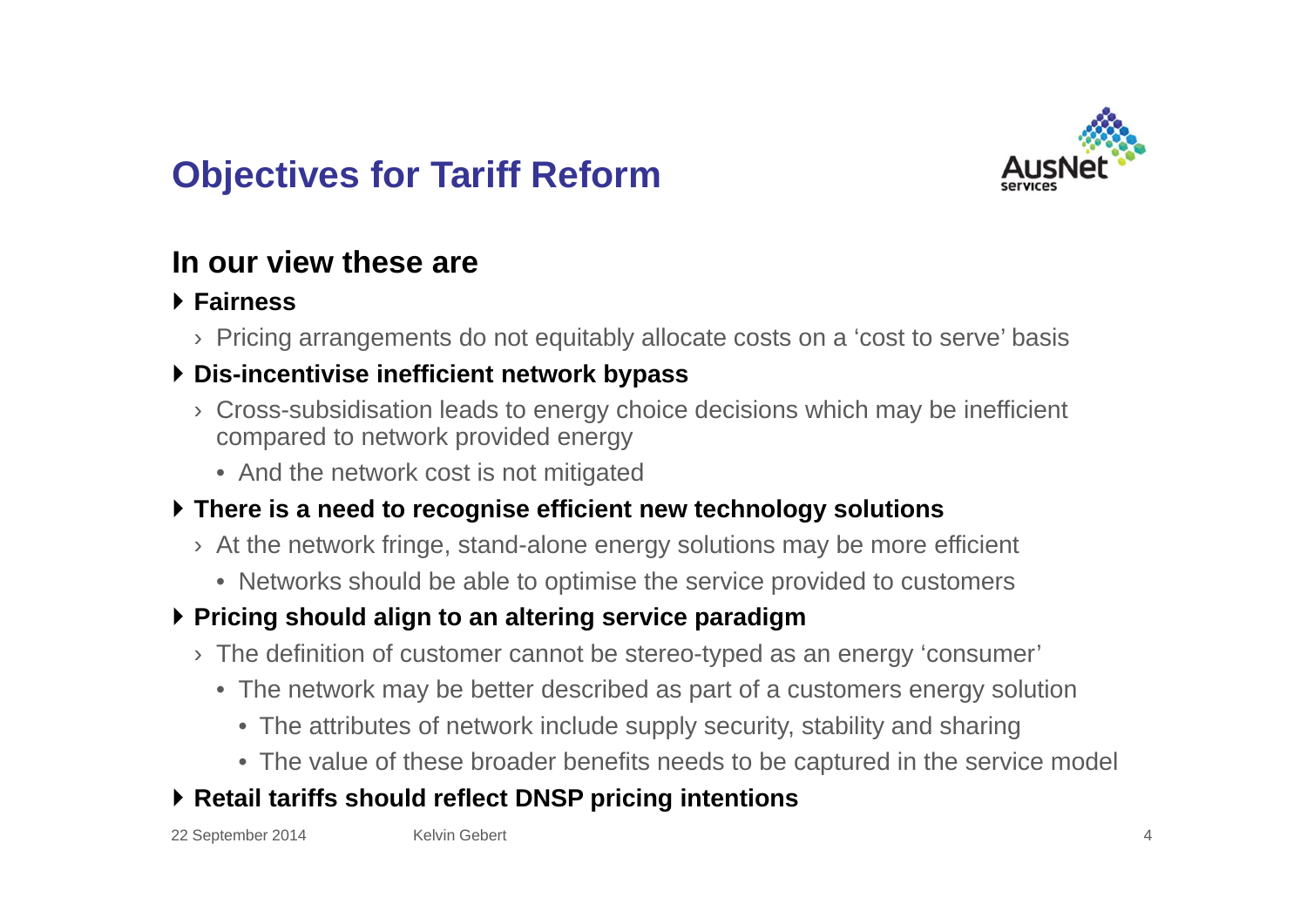# Objectives for Tariff Reform

## In our view these are

- **Fairness**
  - Pricing arrangements do not equitably allocate costs on a 'cost to serve' basis
- **Dis-incentivise inefficient network bypass**
  - Cross-subsidisation leads to energy choice decisions which may be inefficient compared to network provided energy
    - And the network cost is not mitigated
- **There is a need to recognise efficient new technology solutions**
  - At the network fringe, stand-alone energy solutions may be more efficient
    - Networks should be able to optimise the service provided to customers
- **Pricing should align to an altering service paradigm**
  - The definition of customer cannot be stereo-typed as an energy 'consumer'
    - The network may be better described as part of a customers energy solution
      - The attributes of network include supply security, stability and sharing
      - The value of these broader benefits needs to be captured in the service model
- **Retail tariffs should reflect DNSP pricing intentions**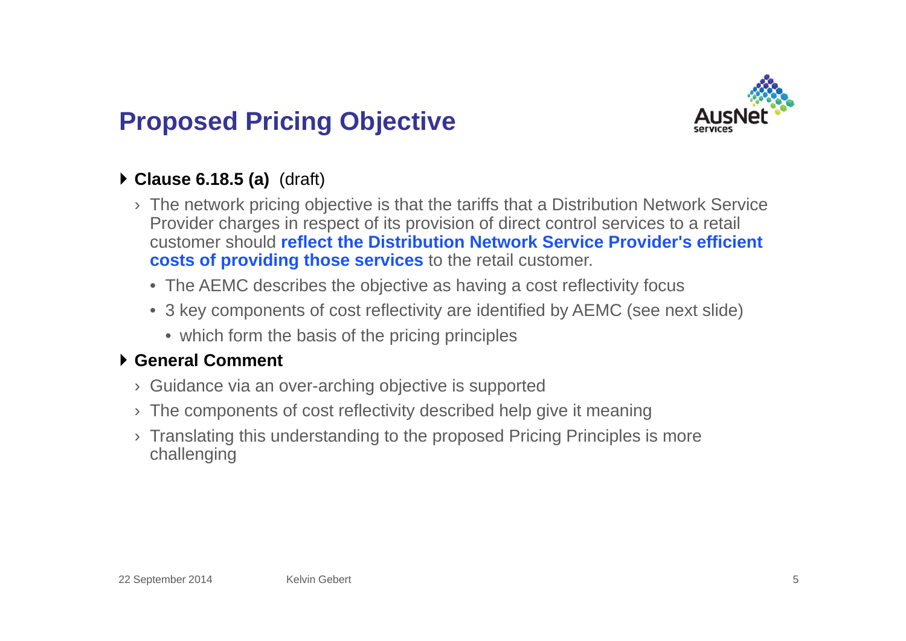# Proposed Pricing Objective

- **Clause 6.18.5 (a)** (draft)
  - The network pricing objective is that the tariffs that a Distribution Network Service Provider charges in respect of its provision of direct control services to a retail customer should **reflect the Distribution Network Service Provider's efficient costs of providing those services** to the retail customer.
    - The AEMC describes the objective as having a cost reflectivity focus
    - 3 key components of cost reflectivity are identified by AEMC (see next slide)
      - which form the basis of the pricing principles
- **General Comment**
  - Guidance via an over-arching objective is supported
  - The components of cost reflectivity described help give it meaning
  - Translating this understanding to the proposed Pricing Principles is more challenging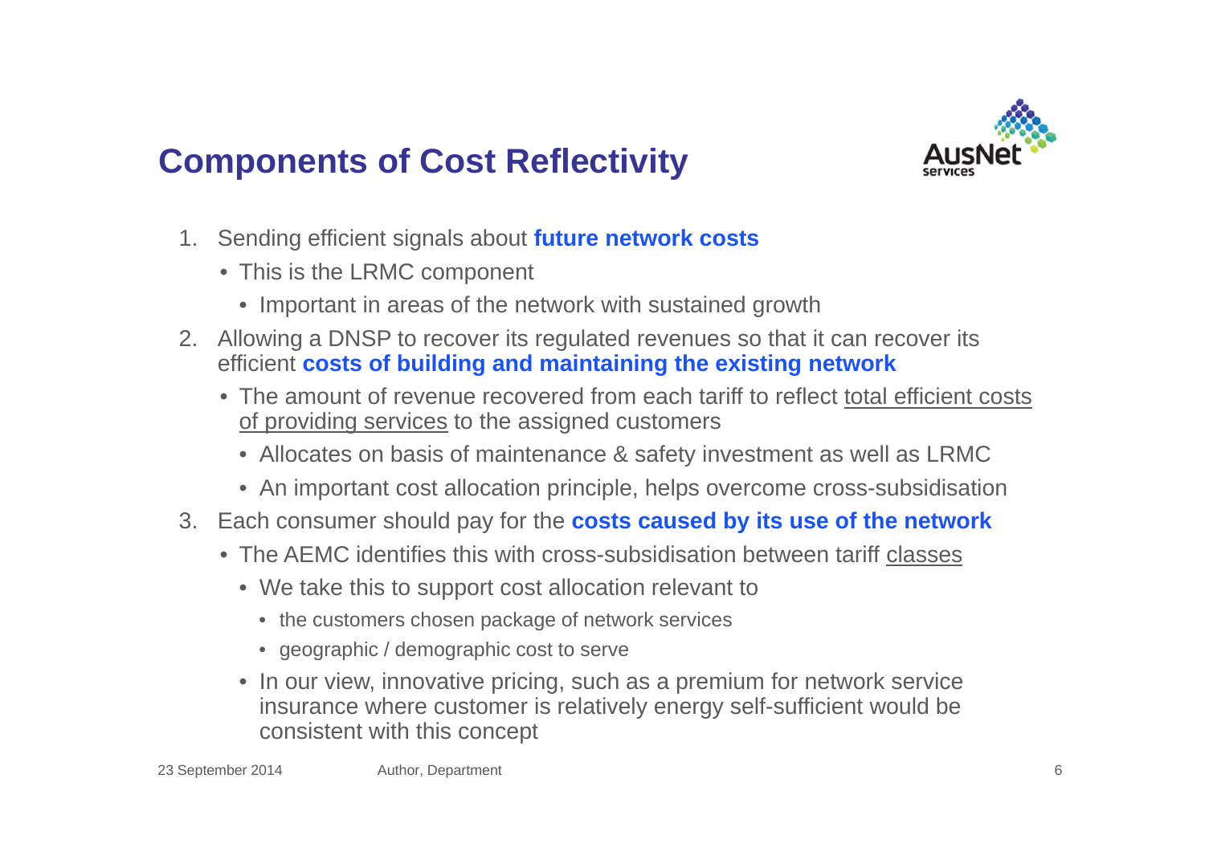# Components of Cost Reflectivity

1. Sending efficient signals about **future network costs**
   - This is the LRMC component
     - Important in areas of the network with sustained growth
2. Allowing a DNSP to recover its regulated revenues so that it can recover its efficient **costs of building and maintaining the existing network**
   - The amount of revenue recovered from each tariff to reflect <u>total efficient costs of providing services</u> to the assigned customers
     - Allocates on basis of maintenance & safety investment as well as LRMC
     - An important cost allocation principle, helps overcome cross-subsidisation
3. Each consumer should pay for the **costs caused by its use of the network**
   - The AEMC identifies this with cross-subsidisation between tariff <u>classes</u>
     - We take this to support cost allocation relevant to
       - the customers chosen package of network services
       - geographic / demographic cost to serve
     - In our view, innovative pricing, such as a premium for network service insurance where customer is relatively energy self-sufficient would be consistent with this concept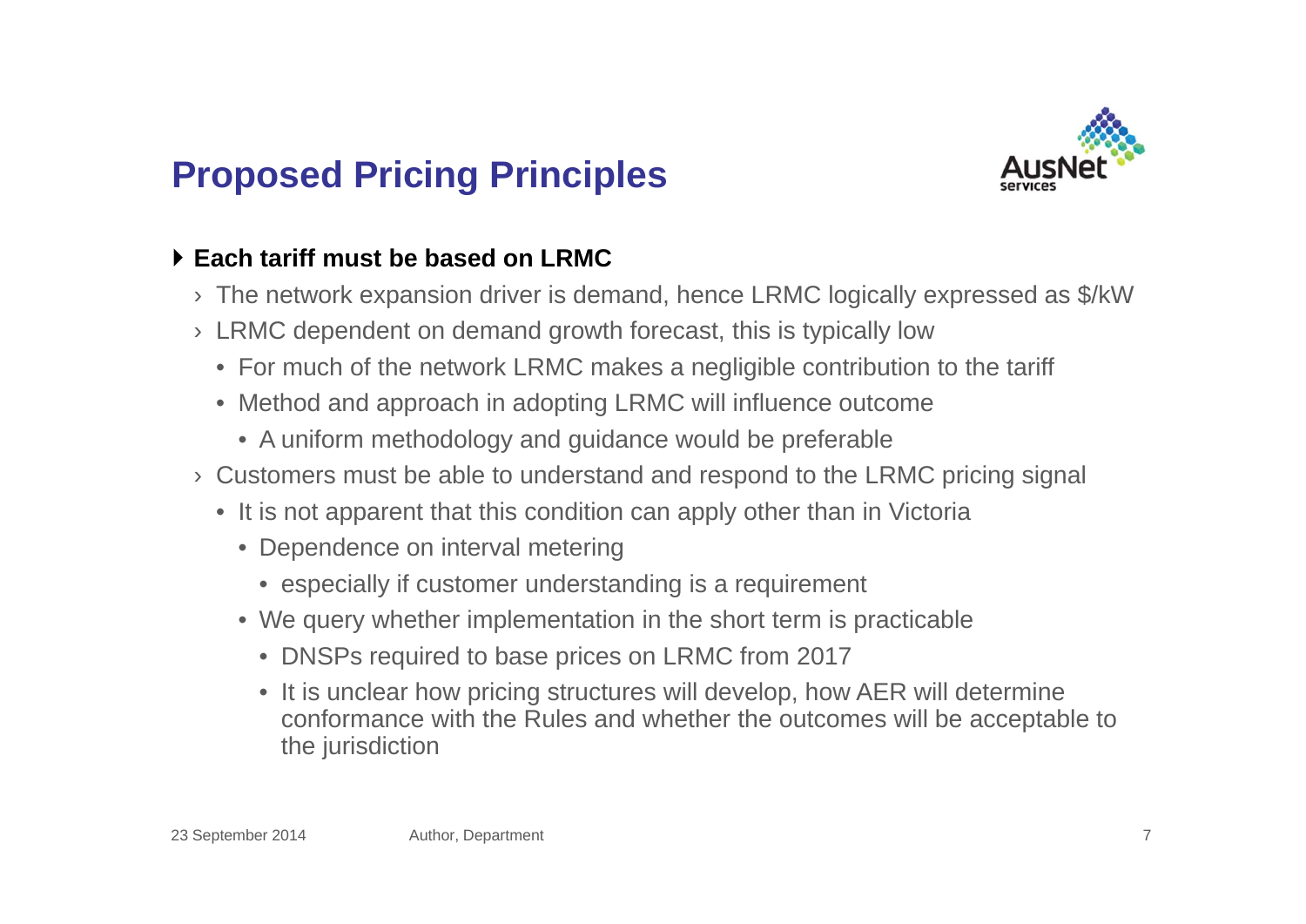# Proposed Pricing Principles

- **Each tariff must be based on LRMC**
  - The network expansion driver is demand, hence LRMC logically expressed as $/kW
  - LRMC dependent on demand growth forecast, this is typically low
    - For much of the network LRMC makes a negligible contribution to the tariff
    - Method and approach in adopting LRMC will influence outcome
      - A uniform methodology and guidance would be preferable
  - Customers must be able to understand and respond to the LRMC pricing signal
    - It is not apparent that this condition can apply other than in Victoria
      - Dependence on interval metering
        - especially if customer understanding is a requirement
      - We query whether implementation in the short term is practicable
        - DNSPs required to base prices on LRMC from 2017
        - It is unclear how pricing structures will develop, how AER will determine conformance with the Rules and whether the outcomes will be acceptable to the jurisdiction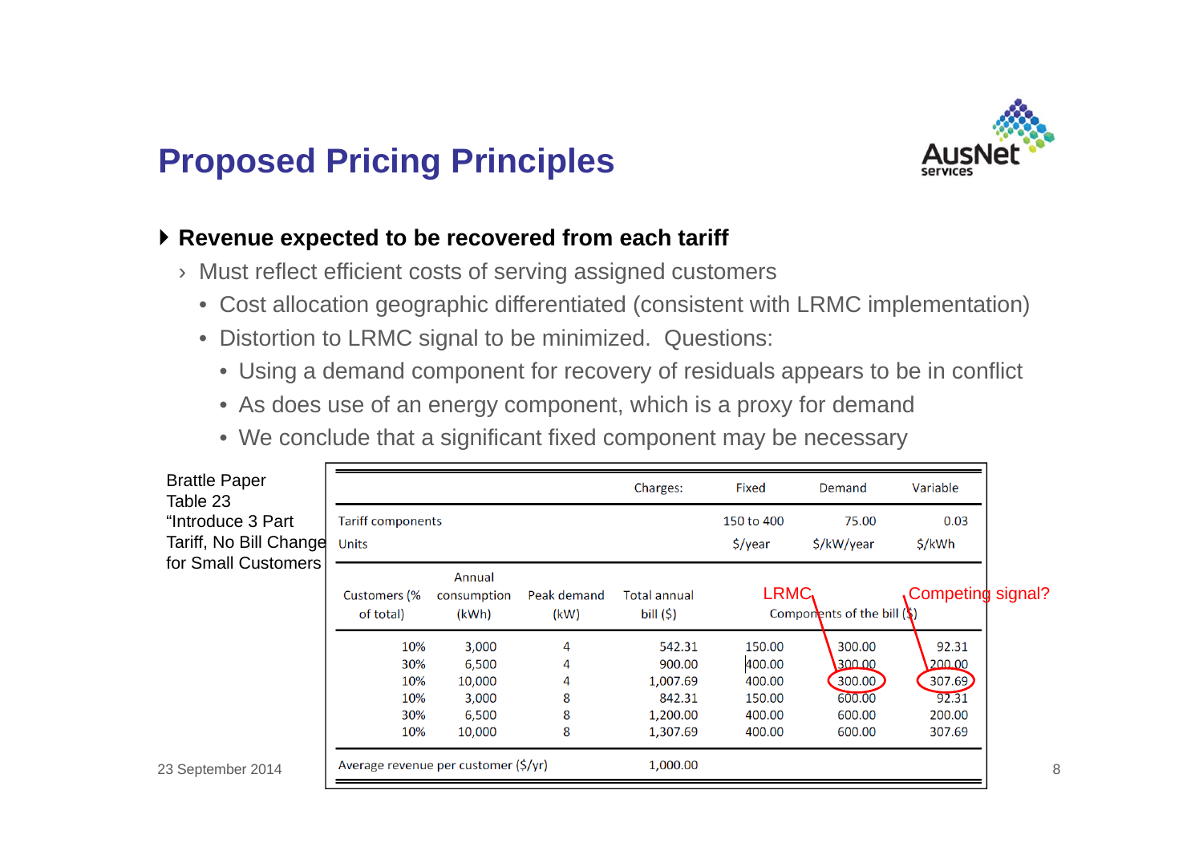# Proposed Pricing Principles

- **Revenue expected to be recovered from each tariff**
  - Must reflect efficient costs of serving assigned customers
    - Cost allocation geographic differentiated (consistent with LRMC implementation)
    - Distortion to LRMC signal to be minimized. Questions:
      - Using a demand component for recovery of residuals appears to be in conflict
      - As does use of an energy component, which is a proxy for demand
      - We conclude that a significant fixed component may be necessary

Brattle Paper Table 23 "Introduce 3 Part Tariff, No Bill Change for Small Customers

| | | | Charges: | Fixed | Demand | Variable |
|---|---|---|---|---|---|---|
| Tariff components | | | | 150 to 400 | 75.00 | 0.03 |
| Units | | | | $/year | $/kW/year | $/kWh |
| Customers (% of total) | Annual consumption (kWh) | Peak demand (kW) | Total annual bill ($) | Components of the bill ($) | | |
| 10% | 3,000 | 4 | 542.31 | 150.00 | 300.00 | 92.31 |
| 30% | 6,500 | 4 | 900.00 | 400.00 | 300.00 | 200.00 |
| 10% | 10,000 | 4 | 1,007.69 | 400.00 | 300.00 | 307.69 |
| 10% | 3,000 | 8 | 842.31 | 150.00 | 600.00 | 92.31 |
| 30% | 6,500 | 8 | 1,200.00 | 400.00 | 600.00 | 200.00 |
| 10% | 10,000 | 8 | 1,307.69 | 400.00 | 600.00 | 307.69 |
| Average revenue per customer ($/yr) | | | 1,000.00 | | | |

LRMC

Competing signal?

23 September 2014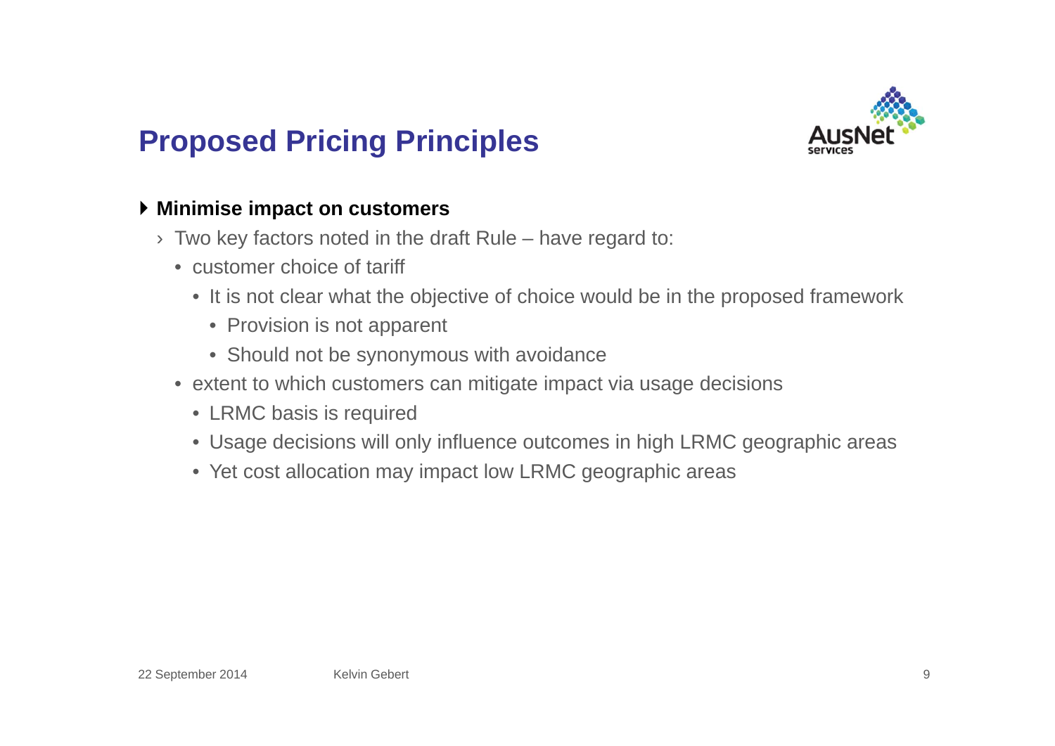# Proposed Pricing Principles

- **Minimise impact on customers**
  - Two key factors noted in the draft Rule – have regard to:
    - customer choice of tariff
      - It is not clear what the objective of choice would be in the proposed framework
        - Provision is not apparent
        - Should not be synonymous with avoidance
    - extent to which customers can mitigate impact via usage decisions
      - LRMC basis is required
      - Usage decisions will only influence outcomes in high LRMC geographic areas
      - Yet cost allocation may impact low LRMC geographic areas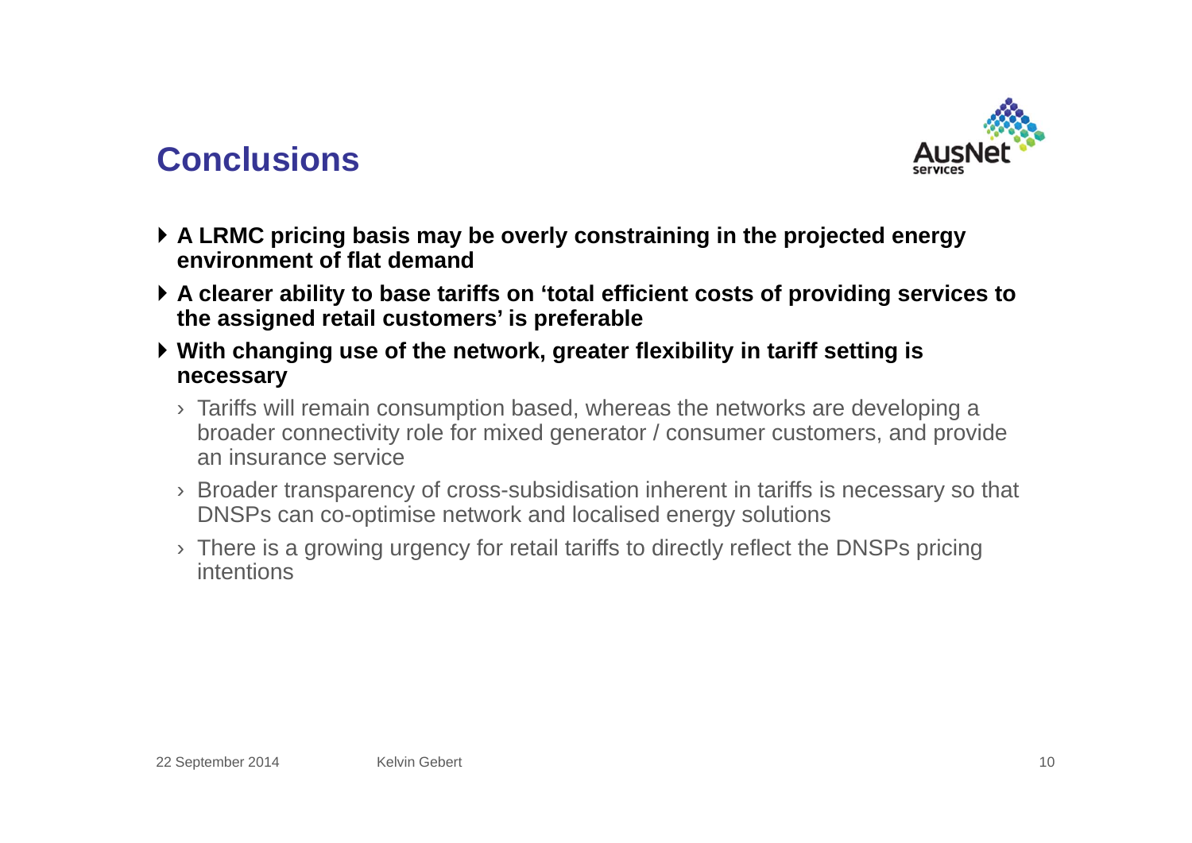# Conclusions

- **A LRMC pricing basis may be overly constraining in the projected energy environment of flat demand**
- **A clearer ability to base tariffs on 'total efficient costs of providing services to the assigned retail customers' is preferable**
- **With changing use of the network, greater flexibility in tariff setting is necessary**
  - Tariffs will remain consumption based, whereas the networks are developing a broader connectivity role for mixed generator / consumer customers, and provide an insurance service
  - Broader transparency of cross-subsidisation inherent in tariffs is necessary so that DNSPs can co-optimise network and localised energy solutions
  - There is a growing urgency for retail tariffs to directly reflect the DNSPs pricing intentions